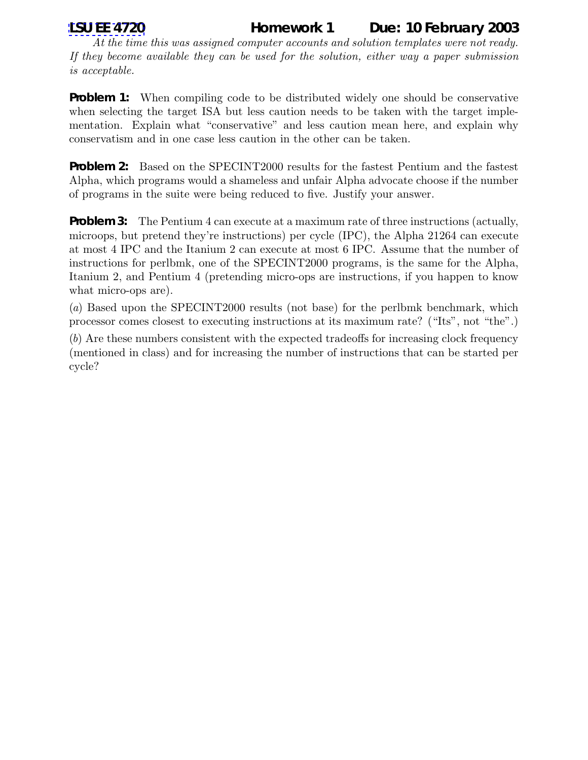# LSU EE 4720 Homework 1 Due: 10 February 2003

*At the time this was assigned computer accounts and solution templates were not ready. If they become available they can be used for the solution, either way a paper submission is acceptable.*

**Problem 1:** When compiling code to be distributed widely one should be conservative when selecting the target ISA but less caution needs to be taken with the target implementation. Explain what "conservative" and less caution mean here, and explain why conservatism and in one case less caution in the other can be taken.

**Problem 2:** Based on the SPECINT2000 results for the fastest Pentium and the fastest Alpha, which programs would a shameless and unfair Alpha advocate choose if the number of programs in the suite were being reduced to five. Justify your answer.

**Problem 3:** The Pentium 4 can execute at a maximum rate of three instructions (actually, microops, but pretend they're instructions) per cycle (IPC), the Alpha 21264 can execute at most 4 IPC and the Itanium 2 can execute at most 6 IPC. Assume that the number of instructions for perlbmk, one of the SPECINT2000 programs, is the same for the Alpha, Itanium 2, and Pentium 4 (pretending micro-ops are instructions, if you happen to know what micro-ops are).

(*a*) Based upon the SPECINT2000 results (not base) for the perlbmk benchmark, which processor comes closest to executing instructions at its maximum rate? ("Its", not "the".)

(*b*) Are these numbers consistent with the expected tradeoffs for increasing clock frequency (mentioned in class) and for increasing the number of instructions that can be started per cycle?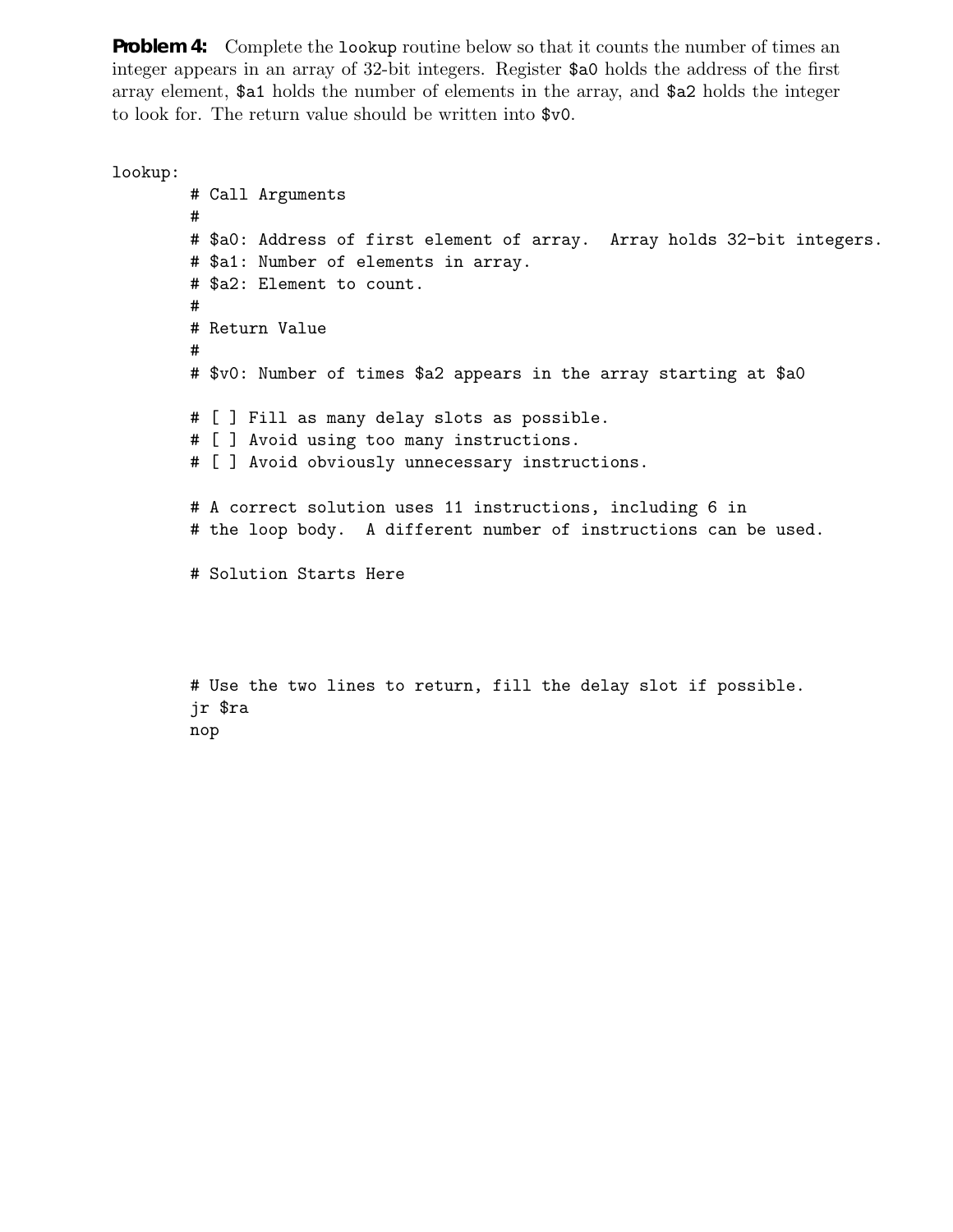**Problem 4:** Complete the `lookup` routine below so that it counts the number of times an integer appears in an array of 32-bit integers. Register `$a0` holds the address of the first array element, `$a1` holds the number of elements in the array, and `$a2` holds the integer to look for. The return value should be written into `$v0`.

```
lookup:
        # Call Arguments
        #
        # $a0: Address of first element of array.  Array holds 32-bit integers.
        # $a1: Number of elements in array.
        # $a2: Element to count.
        #
        # Return Value
        #
        # $v0: Number of times $a2 appears in the array starting at $a0

        # [ ] Fill as many delay slots as possible.
        # [ ] Avoid using too many instructions.
        # [ ] Avoid obviously unnecessary instructions.

        # A correct solution uses 11 instructions, including 6 in
        # the loop body.  A different number of instructions can be used.

        # Solution Starts Here




        # Use the two lines to return, fill the delay slot if possible.
        jr $ra
        nop
```